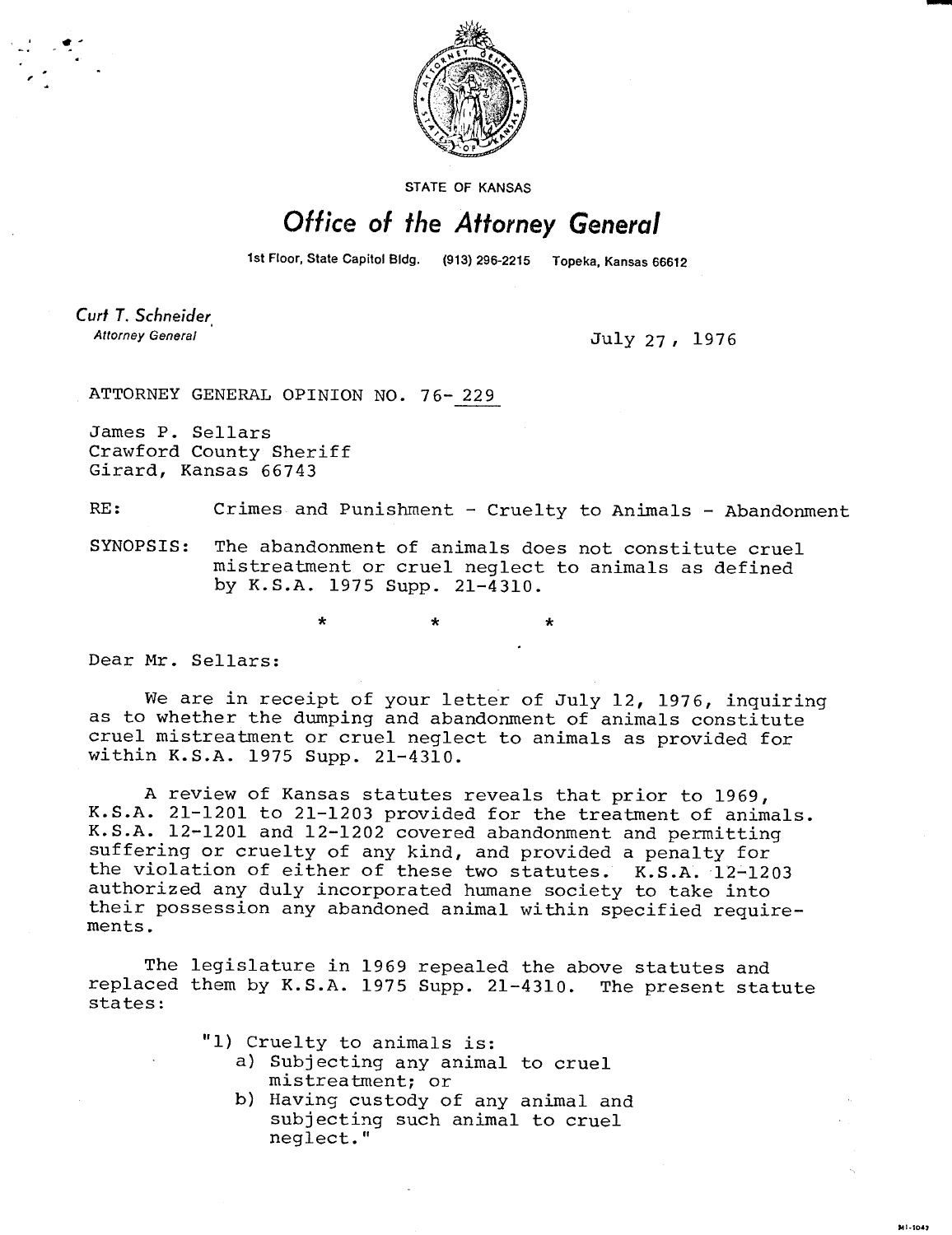STATE OF KANSAS

# Office of the Attorney General

1st Floor, State Capitol Bldg. (913) 296-2215 Topeka, Kansas 66612

*Curt T. Schneider*
*Attorney General*

July 27, 1976

ATTORNEY GENERAL OPINION NO. 76-229

James P. Sellars
Crawford County Sheriff
Girard, Kansas 66743

RE: Crimes and Punishment - Cruelty to Animals - Abandonment

SYNOPSIS: The abandonment of animals does not constitute cruel mistreatment or cruel neglect to animals as defined by K.S.A. 1975 Supp. 21-4310.

\* \* \*

Dear Mr. Sellars:

We are in receipt of your letter of July 12, 1976, inquiring as to whether the dumping and abandonment of animals constitute cruel mistreatment or cruel neglect to animals as provided for within K.S.A. 1975 Supp. 21-4310.

A review of Kansas statutes reveals that prior to 1969, K.S.A. 21-1201 to 21-1203 provided for the treatment of animals. K.S.A. 12-1201 and 12-1202 covered abandonment and permitting suffering or cruelty of any kind, and provided a penalty for the violation of either of these two statutes. K.S.A. 12-1203 authorized any duly incorporated humane society to take into their possession any abandoned animal within specified requirements.

The legislature in 1969 repealed the above statutes and replaced them by K.S.A. 1975 Supp. 21-4310. The present statute states:

> "1) Cruelty to animals is:
> a) Subjecting any animal to cruel mistreatment; or
> b) Having custody of any animal and subjecting such animal to cruel neglect."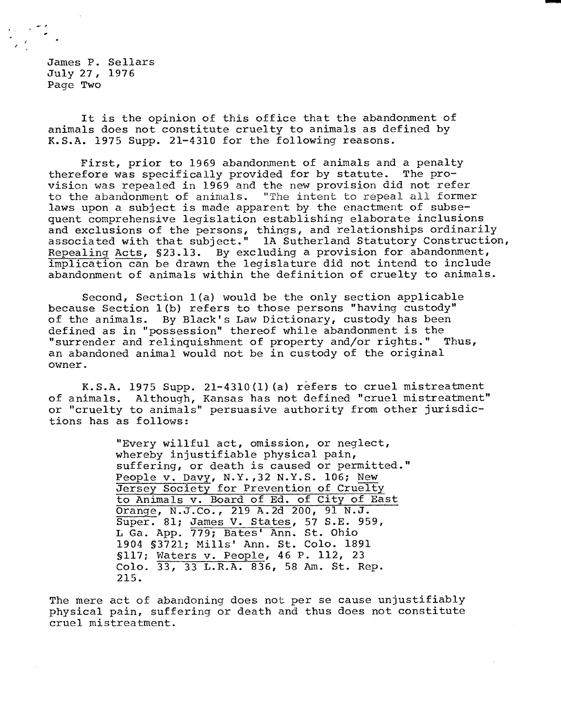James P. Sellars
July 27, 1976
Page Two

It is the opinion of this office that the abandonment of animals does not constitute cruelty to animals as defined by K.S.A. 1975 Supp. 21-4310 for the following reasons.

First, prior to 1969 abandonment of animals and a penalty therefore was specifically provided for by statute. The provision was repealed in 1969 and the new provision did not refer to the abandonment of animals. "The intent to repeal all former laws upon a subject is made apparent by the enactment of subsequent comprehensive legislation establishing elaborate inclusions and exclusions of the persons, things, and relationships ordinarily associated with that subject." 1A Sutherland Statutory Construction, Repealing Acts, §23.13. By excluding a provision for abandonment, implication can be drawn the legislature did not intend to include abandonment of animals within the definition of cruelty to animals.

Second, Section 1(a) would be the only section applicable because Section 1(b) refers to those persons "having custody" of the animals. By Black's Law Dictionary, custody has been defined as in "possession" thereof while abandonment is the "surrender and relinquishment of property and/or rights." Thus, an abandoned animal would not be in custody of the original owner.

K.S.A. 1975 Supp. 21-4310(1)(a) refers to cruel mistreatment of animals. Although, Kansas has not defined "cruel mistreatment" or "cruelty to animals" persuasive authority from other jurisdictions has as follows:

> "Every willful act, omission, or neglect, whereby injustifiable physical pain, suffering, or death is caused or permitted." People v. Davy, N.Y.,32 N.Y.S. 106; New Jersey Society for Prevention of Cruelty to Animals v. Board of Ed. of City of East Orange, N.J.Co., 219 A.2d 200, 91 N.J. Super. 81; James V. States, 57 S.E. 959, L Ga. App. 779; Bates' Ann. St. Ohio 1904 §3721; Mills' Ann. St. Colo. 1891 §117; Waters v. People, 46 P. 112, 23 Colo. 33, 33 L.R.A. 836, 58 Am. St. Rep. 215.

The mere act of abandoning does not per se cause unjustifiably physical pain, suffering or death and thus does not constitute cruel mistreatment.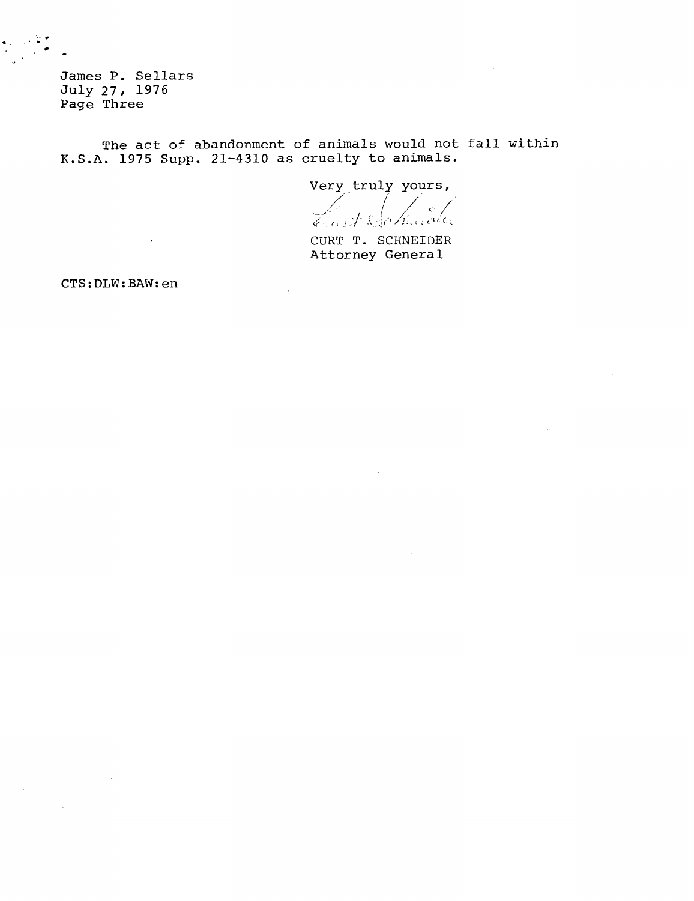James P. Sellars
July 27, 1976

The act of abandonment of animals would not fall within K.S.A. 1975 Supp. 21-4310 as cruelty to animals.

Very truly yours,

CURT T. SCHNEIDER
Attorney General

CTS:DLW:BAW:en